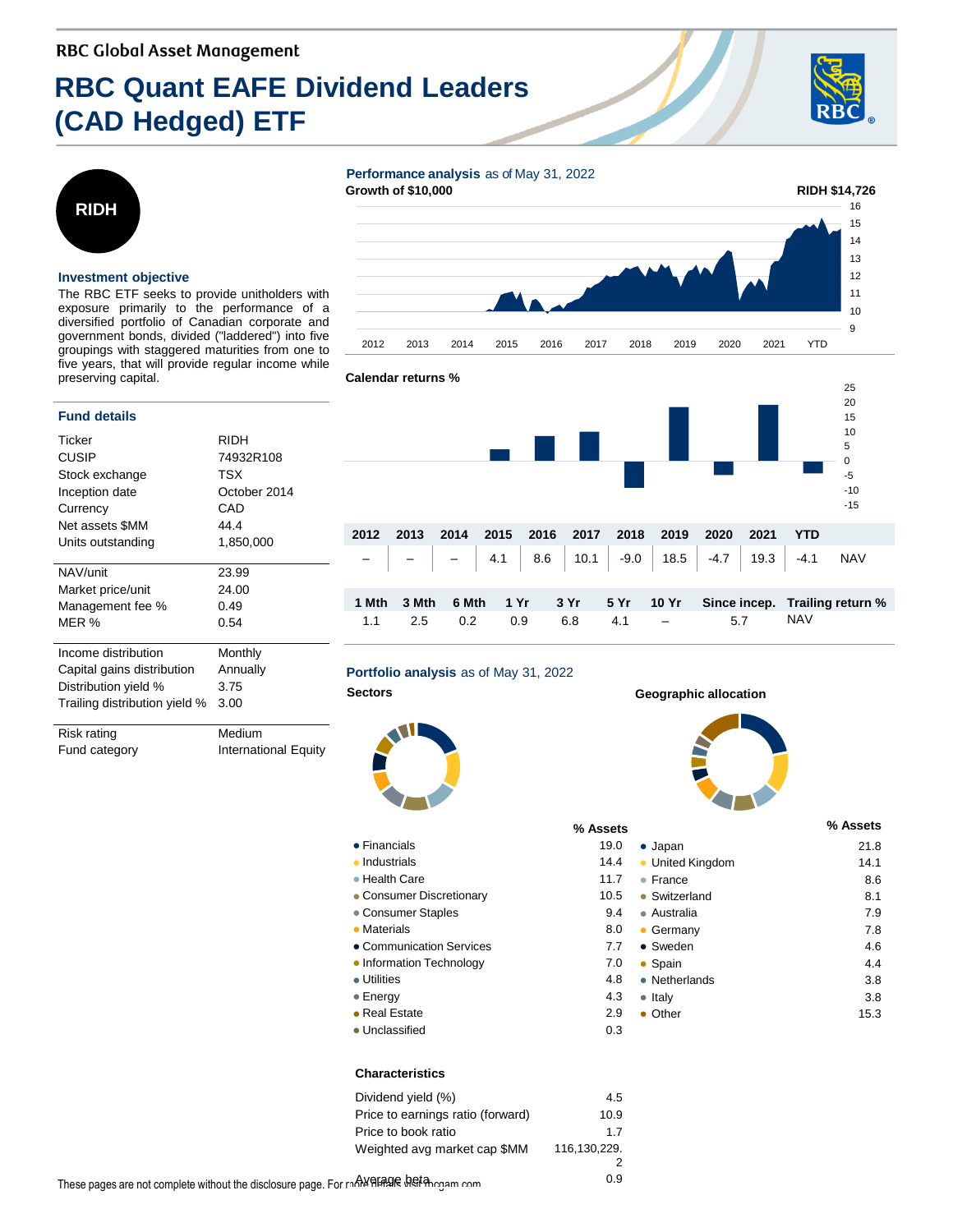RBC Global Asset Management

# RBC Quant EAFE Dividend Leaders (CAD Hedged) ETF

**RIDH**

### Investment objective

The RBC ETF seeks to provide unitholders with exposure primarily to the performance of a diversified portfolio of Canadian corporate and government bonds, divided ("laddered") into five groupings with staggered maturities from one to five years, that will provide regular income while preserving capital.

### Fund details

| | |
|---|---|
| Ticker | RIDH |
| CUSIP | 74932R108 |
| Stock exchange | TSX |
| Inception date | October 2014 |
| Currency | CAD |
| Net assets $MM | 44.4 |
| Units outstanding | 1,850,000 |
| NAV/unit | 23.99 |
| Market price/unit | 24.00 |
| Management fee % | 0.49 |
| MER % | 0.54 |
| Income distribution | Monthly |
| Capital gains distribution | Annually |
| Distribution yield % | 3.75 |
| Trailing distribution yield % | 3.00 |
| Risk rating | Medium |
| Fund category | International Equity |

### Performance analysis as of May 31, 2022

**Growth of $10,000**

RIDH $14,726

**Calendar returns %**

| 2012 | 2013 | 2014 | 2015 | 2016 | 2017 | 2018 | 2019 | 2020 | 2021 | YTD | |
|---|---|---|---|---|---|---|---|---|---|---|---|
| – | – | – | 4.1 | 8.6 | 10.1 | -9.0 | 18.5 | -4.7 | 19.3 | -4.1 | NAV |

| 1 Mth | 3 Mth | 6 Mth | 1 Yr | 3 Yr | 5 Yr | 10 Yr | Since incep. | Trailing return % |
|---|---|---|---|---|---|---|---|---|
| 1.1 | 2.5 | 0.2 | 0.9 | 6.8 | 4.1 | – | 5.7 | NAV |

### Portfolio analysis as of May 31, 2022

**Sectors**

| | % Assets |
|---|---|
| Financials | 19.0 |
| Industrials | 14.4 |
| Health Care | 11.7 |
| Consumer Discretionary | 10.5 |
| Consumer Staples | 9.4 |
| Materials | 8.0 |
| Communication Services | 7.7 |
| Information Technology | 7.0 |
| Utilities | 4.8 |
| Energy | 4.3 |
| Real Estate | 2.9 |
| Unclassified | 0.3 |

**Geographic allocation**

| | % Assets |
|---|---|
| Japan | 21.8 |
| United Kingdom | 14.1 |
| France | 8.6 |
| Switzerland | 8.1 |
| Australia | 7.9 |
| Germany | 7.8 |
| Sweden | 4.6 |
| Spain | 4.4 |
| Netherlands | 3.8 |
| Italy | 3.8 |
| Other | 15.3 |

**Characteristics**

| | |
|---|---|
| Dividend yield (%) | 4.5 |
| Price to earnings ratio (forward) | 10.9 |
| Price to book ratio | 1.7 |
| Weighted avg market cap $MM | 116,130,229.2 |
| Average beta | 0.9 |

These pages are not complete without the disclosure page. For more details visit rbcgam.com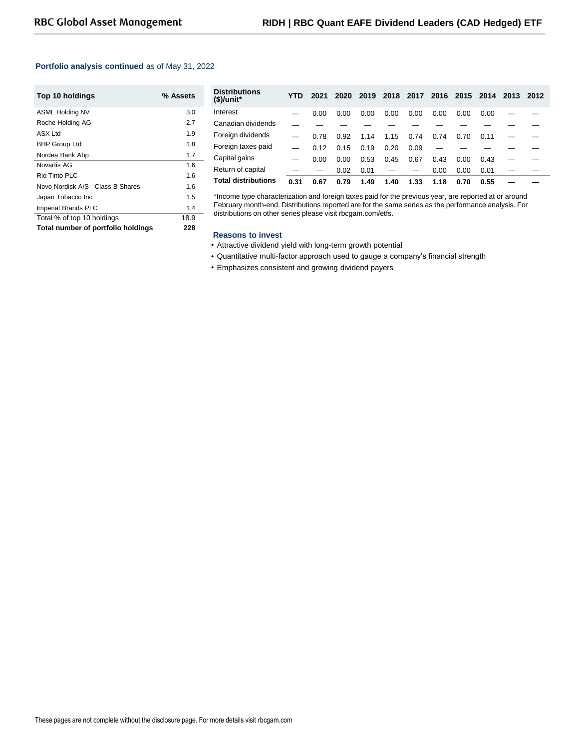**Portfolio analysis continued** as of May 31, 2022

| Top 10 holdings | % Assets |
|---|---|
| ASML Holding NV | 3.0 |
| Roche Holding AG | 2.7 |
| ASX Ltd | 1.9 |
| BHP Group Ltd | 1.8 |
| Nordea Bank Abp | 1.7 |
| Novartis AG | 1.6 |
| Rio Tinto PLC | 1.6 |
| Novo Nordisk A/S - Class B Shares | 1.6 |
| Japan Tobacco Inc | 1.5 |
| Imperial Brands PLC | 1.4 |
| Total % of top 10 holdings | 18.9 |
| **Total number of portfolio holdings** | **228** |

| Distributions ($)/unit* | YTD | 2021 | 2020 | 2019 | 2018 | 2017 | 2016 | 2015 | 2014 | 2013 | 2012 |
|---|---|---|---|---|---|---|---|---|---|---|---|
| Interest | — | 0.00 | 0.00 | 0.00 | 0.00 | 0.00 | 0.00 | 0.00 | 0.00 | — | — |
| Canadian dividends | — | — | — | — | — | — | — | — | — | — | — |
| Foreign dividends | — | 0.78 | 0.92 | 1.14 | 1.15 | 0.74 | 0.74 | 0.70 | 0.11 | — | — |
| Foreign taxes paid | — | 0.12 | 0.15 | 0.19 | 0.20 | 0.09 | — | — | — | — | — |
| Capital gains | — | 0.00 | 0.00 | 0.53 | 0.45 | 0.67 | 0.43 | 0.00 | 0.43 | — | — |
| Return of capital | — | — | 0.02 | 0.01 | — | — | 0.00 | 0.00 | 0.01 | — | — |
| **Total distributions** | **0.31** | **0.67** | **0.79** | **1.49** | **1.40** | **1.33** | **1.18** | **0.70** | **0.55** | **—** | **—** |

*Income type characterization and foreign taxes paid for the previous year, are reported at or around February month-end. Distributions reported are for the same series as the performance analysis. For distributions on other series please visit rbcgam.com/etfs.

**Reasons to invest**

- Attractive dividend yield with long-term growth potential
- Quantitative multi-factor approach used to gauge a company's financial strength
- Emphasizes consistent and growing dividend payers

These pages are not complete without the disclosure page. For more details visit rbcgam.com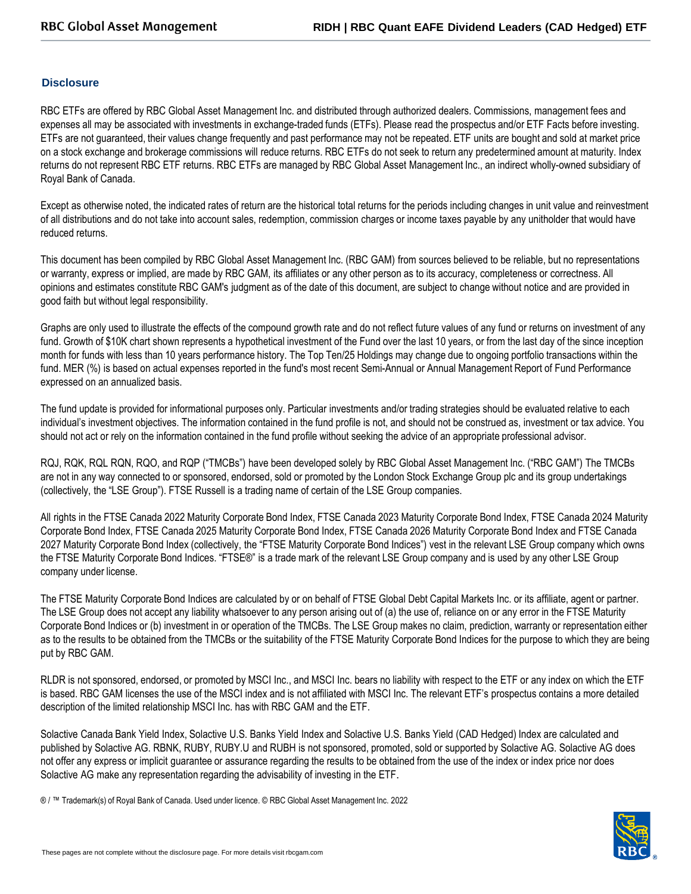## Disclosure

RBC ETFs are offered by RBC Global Asset Management Inc. and distributed through authorized dealers. Commissions, management fees and expenses all may be associated with investments in exchange-traded funds (ETFs). Please read the prospectus and/or ETF Facts before investing. ETFs are not guaranteed, their values change frequently and past performance may not be repeated. ETF units are bought and sold at market price on a stock exchange and brokerage commissions will reduce returns. RBC ETFs do not seek to return any predetermined amount at maturity. Index returns do not represent RBC ETF returns. RBC ETFs are managed by RBC Global Asset Management Inc., an indirect wholly-owned subsidiary of Royal Bank of Canada.

Except as otherwise noted, the indicated rates of return are the historical total returns for the periods including changes in unit value and reinvestment of all distributions and do not take into account sales, redemption, commission charges or income taxes payable by any unitholder that would have reduced returns.

This document has been compiled by RBC Global Asset Management Inc. (RBC GAM) from sources believed to be reliable, but no representations or warranty, express or implied, are made by RBC GAM, its affiliates or any other person as to its accuracy, completeness or correctness. All opinions and estimates constitute RBC GAM's judgment as of the date of this document, are subject to change without notice and are provided in good faith but without legal responsibility.

Graphs are only used to illustrate the effects of the compound growth rate and do not reflect future values of any fund or returns on investment of any fund. Growth of $10K chart shown represents a hypothetical investment of the Fund over the last 10 years, or from the last day of the since inception month for funds with less than 10 years performance history. The Top Ten/25 Holdings may change due to ongoing portfolio transactions within the fund. MER (%) is based on actual expenses reported in the fund's most recent Semi-Annual or Annual Management Report of Fund Performance expressed on an annualized basis.

The fund update is provided for informational purposes only. Particular investments and/or trading strategies should be evaluated relative to each individual's investment objectives. The information contained in the fund profile is not, and should not be construed as, investment or tax advice. You should not act or rely on the information contained in the fund profile without seeking the advice of an appropriate professional advisor.

RQJ, RQK, RQL RQN, RQO, and RQP ("TMCBs") have been developed solely by RBC Global Asset Management Inc. ("RBC GAM") The TMCBs are not in any way connected to or sponsored, endorsed, sold or promoted by the London Stock Exchange Group plc and its group undertakings (collectively, the "LSE Group"). FTSE Russell is a trading name of certain of the LSE Group companies.

All rights in the FTSE Canada 2022 Maturity Corporate Bond Index, FTSE Canada 2023 Maturity Corporate Bond Index, FTSE Canada 2024 Maturity Corporate Bond Index, FTSE Canada 2025 Maturity Corporate Bond Index, FTSE Canada 2026 Maturity Corporate Bond Index and FTSE Canada 2027 Maturity Corporate Bond Index (collectively, the "FTSE Maturity Corporate Bond Indices") vest in the relevant LSE Group company which owns the FTSE Maturity Corporate Bond Indices. "FTSE®" is a trade mark of the relevant LSE Group company and is used by any other LSE Group company under license.

The FTSE Maturity Corporate Bond Indices are calculated by or on behalf of FTSE Global Debt Capital Markets Inc. or its affiliate, agent or partner. The LSE Group does not accept any liability whatsoever to any person arising out of (a) the use of, reliance on or any error in the FTSE Maturity Corporate Bond Indices or (b) investment in or operation of the TMCBs. The LSE Group makes no claim, prediction, warranty or representation either as to the results to be obtained from the TMCBs or the suitability of the FTSE Maturity Corporate Bond Indices for the purpose to which they are being put by RBC GAM.

RLDR is not sponsored, endorsed, or promoted by MSCI Inc., and MSCI Inc. bears no liability with respect to the ETF or any index on which the ETF is based. RBC GAM licenses the use of the MSCI index and is not affiliated with MSCI Inc. The relevant ETF's prospectus contains a more detailed description of the limited relationship MSCI Inc. has with RBC GAM and the ETF.

Solactive Canada Bank Yield Index, Solactive U.S. Banks Yield Index and Solactive U.S. Banks Yield (CAD Hedged) Index are calculated and published by Solactive AG. RBNK, RUBY, RUBY.U and RUBH is not sponsored, promoted, sold or supported by Solactive AG. Solactive AG does not offer any express or implicit guarantee or assurance regarding the results to be obtained from the use of the index or index price nor does Solactive AG make any representation regarding the advisability of investing in the ETF.

® / ™ Trademark(s) of Royal Bank of Canada. Used under licence. © RBC Global Asset Management Inc. 2022

These pages are not complete without the disclosure page. For more details visit rbcgam.com